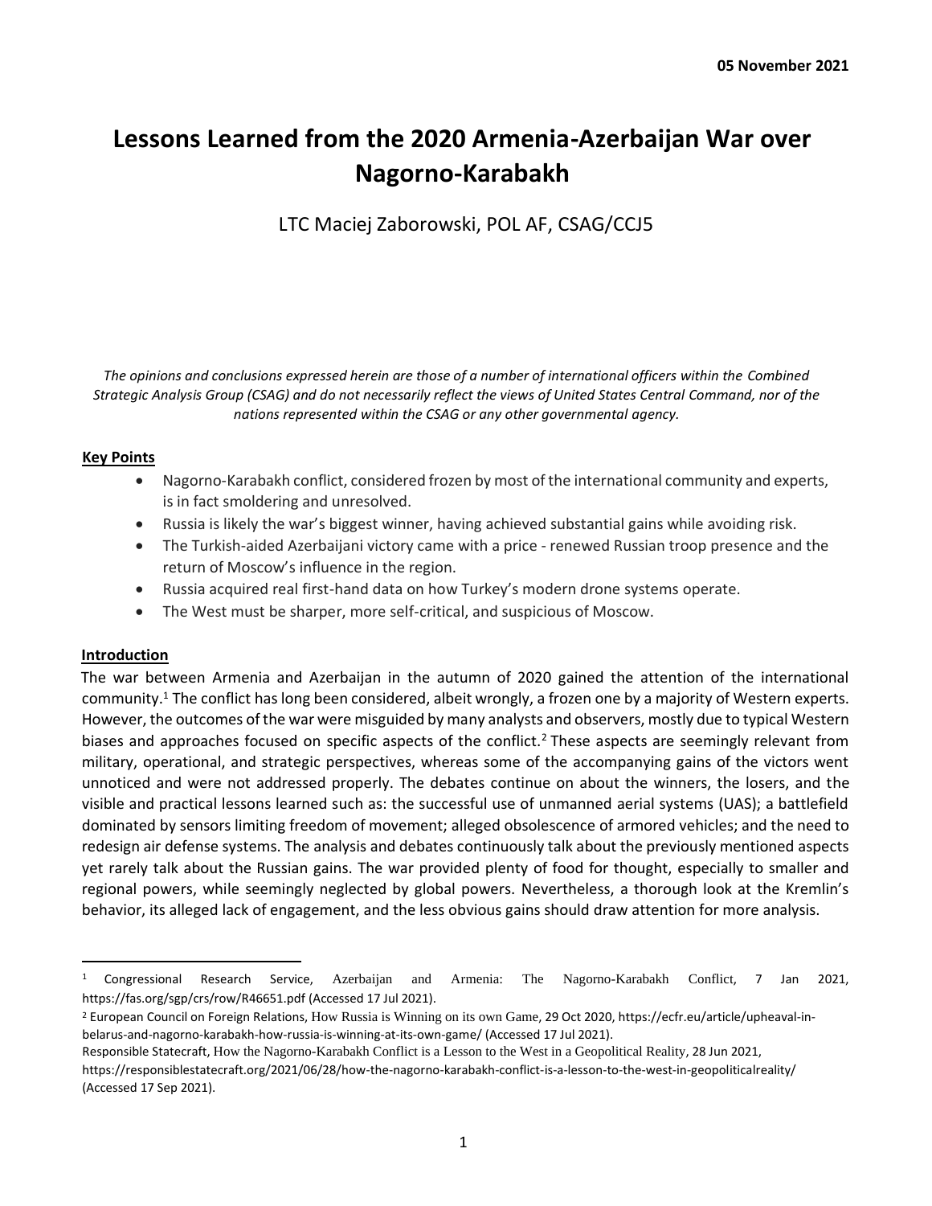**05 November 2021**

# Lessons Learned from the 2020 Armenia-Azerbaijan War over Nagorno-Karabakh

LTC Maciej Zaborowski, POL AF, CSAG/CCJ5

*The opinions and conclusions expressed herein are those of a number of international officers within the Combined Strategic Analysis Group (CSAG) and do not necessarily reflect the views of United States Central Command, nor of the nations represented within the CSAG or any other governmental agency.*

## Key Points

- Nagorno-Karabakh conflict, considered frozen by most of the international community and experts, is in fact smoldering and unresolved.
- Russia is likely the war's biggest winner, having achieved substantial gains while avoiding risk.
- The Turkish-aided Azerbaijani victory came with a price - renewed Russian troop presence and the return of Moscow's influence in the region.
- Russia acquired real first-hand data on how Turkey's modern drone systems operate.
- The West must be sharper, more self-critical, and suspicious of Moscow.

## Introduction

The war between Armenia and Azerbaijan in the autumn of 2020 gained the attention of the international community.[1] The conflict has long been considered, albeit wrongly, a frozen one by a majority of Western experts. However, the outcomes of the war were misguided by many analysts and observers, mostly due to typical Western biases and approaches focused on specific aspects of the conflict.[2] These aspects are seemingly relevant from military, operational, and strategic perspectives, whereas some of the accompanying gains of the victors went unnoticed and were not addressed properly. The debates continue on about the winners, the losers, and the visible and practical lessons learned such as: the successful use of unmanned aerial systems (UAS); a battlefield dominated by sensors limiting freedom of movement; alleged obsolescence of armored vehicles; and the need to redesign air defense systems. The analysis and debates continuously talk about the previously mentioned aspects yet rarely talk about the Russian gains. The war provided plenty of food for thought, especially to smaller and regional powers, while seemingly neglected by global powers. Nevertheless, a thorough look at the Kremlin's behavior, its alleged lack of engagement, and the less obvious gains should draw attention for more analysis.

---

[1] Congressional Research Service, Azerbaijan and Armenia: The Nagorno-Karabakh Conflict, 7 Jan 2021, https://fas.org/sgp/crs/row/R46651.pdf (Accessed 17 Jul 2021).

[2] European Council on Foreign Relations, How Russia is Winning on its own Game, 29 Oct 2020, https://ecfr.eu/article/upheaval-in-belarus-and-nagorno-karabakh-how-russia-is-winning-at-its-own-game/ (Accessed 17 Jul 2021).

Responsible Statecraft, How the Nagorno-Karabakh Conflict is a Lesson to the West in a Geopolitical Reality, 28 Jun 2021, https://responsiblestatecraft.org/2021/06/28/how-the-nagorno-karabakh-conflict-is-a-lesson-to-the-west-in-geopoliticalreality/ (Accessed 17 Sep 2021).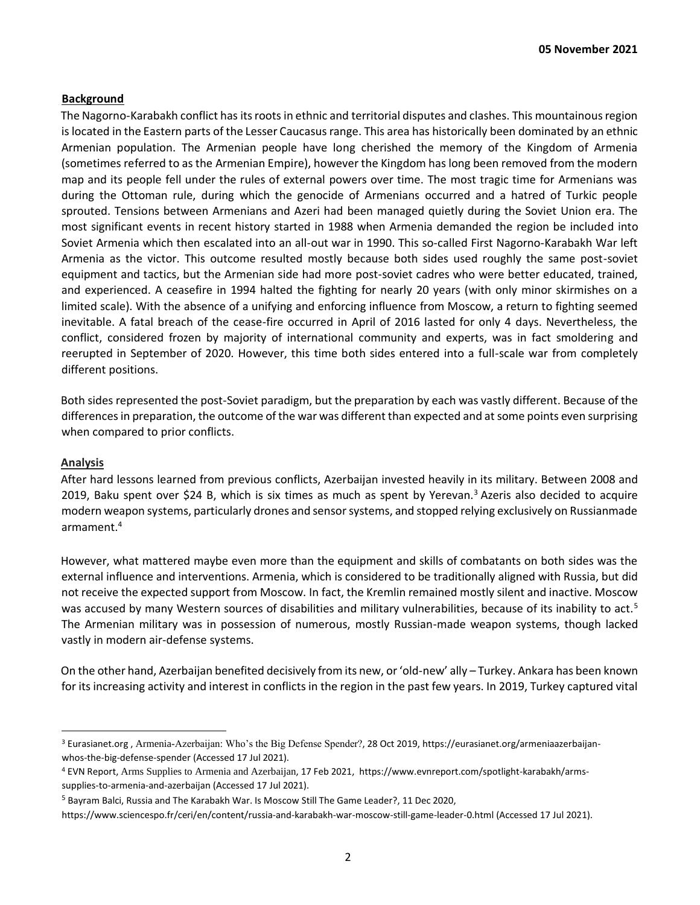**05 November 2021**

## Background

The Nagorno-Karabakh conflict has its roots in ethnic and territorial disputes and clashes. This mountainous region is located in the Eastern parts of the Lesser Caucasus range. This area has historically been dominated by an ethnic Armenian population. The Armenian people have long cherished the memory of the Kingdom of Armenia (sometimes referred to as the Armenian Empire), however the Kingdom has long been removed from the modern map and its people fell under the rules of external powers over time. The most tragic time for Armenians was during the Ottoman rule, during which the genocide of Armenians occurred and a hatred of Turkic people sprouted. Tensions between Armenians and Azeri had been managed quietly during the Soviet Union era. The most significant events in recent history started in 1988 when Armenia demanded the region be included into Soviet Armenia which then escalated into an all-out war in 1990. This so-called First Nagorno-Karabakh War left Armenia as the victor. This outcome resulted mostly because both sides used roughly the same post-soviet equipment and tactics, but the Armenian side had more post-soviet cadres who were better educated, trained, and experienced. A ceasefire in 1994 halted the fighting for nearly 20 years (with only minor skirmishes on a limited scale). With the absence of a unifying and enforcing influence from Moscow, a return to fighting seemed inevitable. A fatal breach of the cease-fire occurred in April of 2016 lasted for only 4 days. Nevertheless, the conflict, considered frozen by majority of international community and experts, was in fact smoldering and reerupted in September of 2020. However, this time both sides entered into a full-scale war from completely different positions.

Both sides represented the post-Soviet paradigm, but the preparation by each was vastly different. Because of the differences in preparation, the outcome of the war was different than expected and at some points even surprising when compared to prior conflicts.

## Analysis

After hard lessons learned from previous conflicts, Azerbaijan invested heavily in its military. Between 2008 and 2019, Baku spent over $24 B, which is six times as much as spent by Yerevan.[3] Azeris also decided to acquire modern weapon systems, particularly drones and sensor systems, and stopped relying exclusively on Russianmade armament.[4]

However, what mattered maybe even more than the equipment and skills of combatants on both sides was the external influence and interventions. Armenia, which is considered to be traditionally aligned with Russia, but did not receive the expected support from Moscow. In fact, the Kremlin remained mostly silent and inactive. Moscow was accused by many Western sources of disabilities and military vulnerabilities, because of its inability to act.[5] The Armenian military was in possession of numerous, mostly Russian-made weapon systems, though lacked vastly in modern air-defense systems.

On the other hand, Azerbaijan benefited decisively from its new, or 'old-new' ally – Turkey. Ankara has been known for its increasing activity and interest in conflicts in the region in the past few years. In 2019, Turkey captured vital

---

[3] Eurasianet.org , Armenia-Azerbaijan: Who's the Big Defense Spender?, 28 Oct 2019, https://eurasianet.org/armeniaazerbaijan-whos-the-big-defense-spender (Accessed 17 Jul 2021).

[4] EVN Report, Arms Supplies to Armenia and Azerbaijan, 17 Feb 2021, https://www.evnreport.com/spotlight-karabakh/arms-supplies-to-armenia-and-azerbaijan (Accessed 17 Jul 2021).

[5] Bayram Balci, Russia and The Karabakh War. Is Moscow Still The Game Leader?, 11 Dec 2020, https://www.sciencespo.fr/ceri/en/content/russia-and-karabakh-war-moscow-still-game-leader-0.html (Accessed 17 Jul 2021).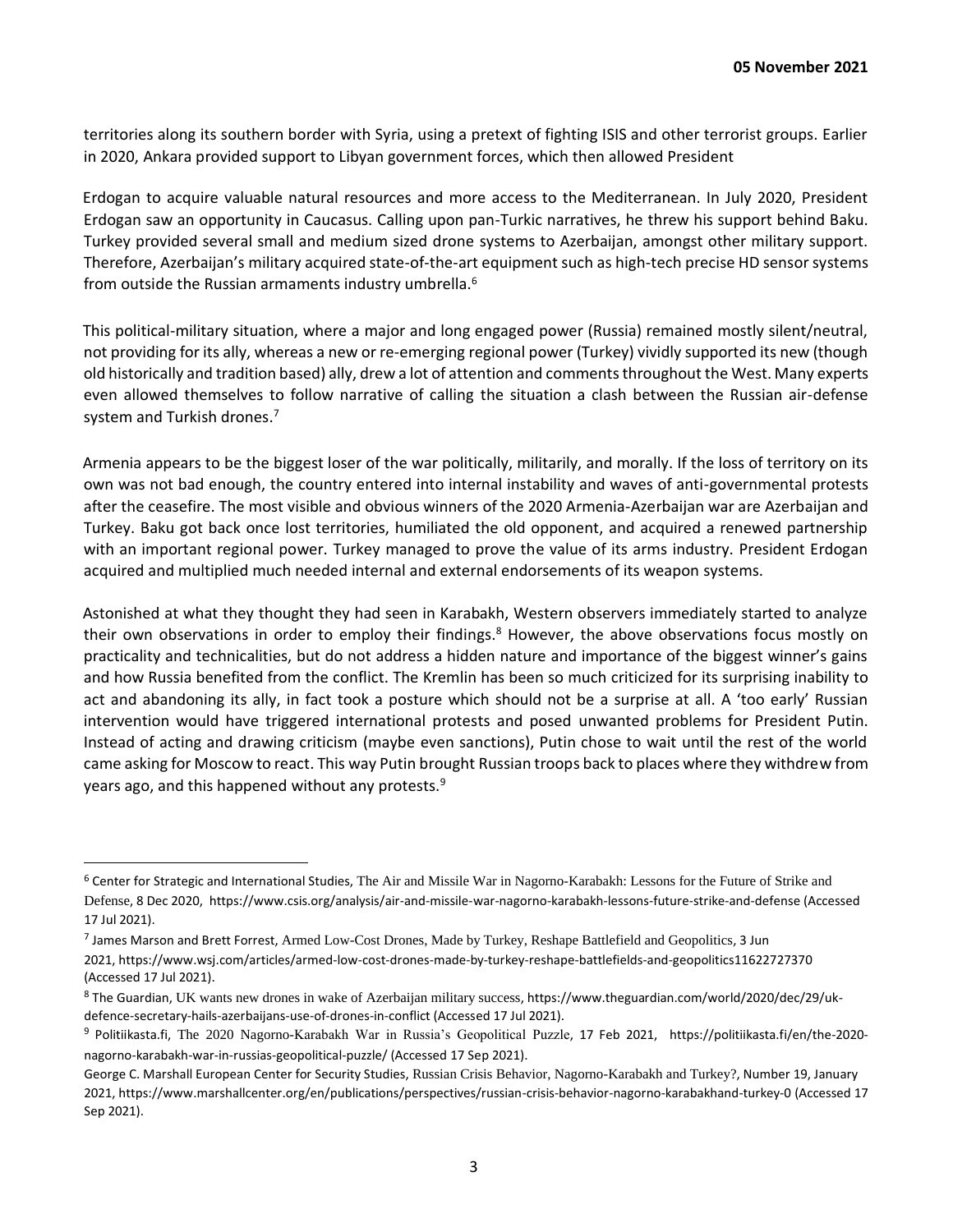territories along its southern border with Syria, using a pretext of fighting ISIS and other terrorist groups. Earlier in 2020, Ankara provided support to Libyan government forces, which then allowed President

Erdogan to acquire valuable natural resources and more access to the Mediterranean. In July 2020, President Erdogan saw an opportunity in Caucasus. Calling upon pan-Turkic narratives, he threw his support behind Baku. Turkey provided several small and medium sized drone systems to Azerbaijan, amongst other military support. Therefore, Azerbaijan's military acquired state-of-the-art equipment such as high-tech precise HD sensor systems from outside the Russian armaments industry umbrella.[6]

This political-military situation, where a major and long engaged power (Russia) remained mostly silent/neutral, not providing for its ally, whereas a new or re-emerging regional power (Turkey) vividly supported its new (though old historically and tradition based) ally, drew a lot of attention and comments throughout the West. Many experts even allowed themselves to follow narrative of calling the situation a clash between the Russian air-defense system and Turkish drones.[7]

Armenia appears to be the biggest loser of the war politically, militarily, and morally. If the loss of territory on its own was not bad enough, the country entered into internal instability and waves of anti-governmental protests after the ceasefire. The most visible and obvious winners of the 2020 Armenia-Azerbaijan war are Azerbaijan and Turkey. Baku got back once lost territories, humiliated the old opponent, and acquired a renewed partnership with an important regional power. Turkey managed to prove the value of its arms industry. President Erdogan acquired and multiplied much needed internal and external endorsements of its weapon systems.

Astonished at what they thought they had seen in Karabakh, Western observers immediately started to analyze their own observations in order to employ their findings.[8] However, the above observations focus mostly on practicality and technicalities, but do not address a hidden nature and importance of the biggest winner's gains and how Russia benefited from the conflict. The Kremlin has been so much criticized for its surprising inability to act and abandoning its ally, in fact took a posture which should not be a surprise at all. A 'too early' Russian intervention would have triggered international protests and posed unwanted problems for President Putin. Instead of acting and drawing criticism (maybe even sanctions), Putin chose to wait until the rest of the world came asking for Moscow to react. This way Putin brought Russian troops back to places where they withdrew from years ago, and this happened without any protests.[9]

---

[6] Center for Strategic and International Studies, The Air and Missile War in Nagorno-Karabakh: Lessons for the Future of Strike and Defense, 8 Dec 2020, https://www.csis.org/analysis/air-and-missile-war-nagorno-karabakh-lessons-future-strike-and-defense (Accessed 17 Jul 2021).

[7] James Marson and Brett Forrest, Armed Low-Cost Drones, Made by Turkey, Reshape Battlefield and Geopolitics, 3 Jun 2021, https://www.wsj.com/articles/armed-low-cost-drones-made-by-turkey-reshape-battlefields-and-geopolitics11622727370 (Accessed 17 Jul 2021).

[8] The Guardian, UK wants new drones in wake of Azerbaijan military success, https://www.theguardian.com/world/2020/dec/29/uk-defence-secretary-hails-azerbaijans-use-of-drones-in-conflict (Accessed 17 Jul 2021).

[9] Politiikasta.fi, The 2020 Nagorno-Karabakh War in Russia's Geopolitical Puzzle, 17 Feb 2021, https://politiikasta.fi/en/the-2020-nagorno-karabakh-war-in-russias-geopolitical-puzzle/ (Accessed 17 Sep 2021).

George C. Marshall European Center for Security Studies, Russian Crisis Behavior, Nagorno-Karabakh and Turkey?, Number 19, January 2021, https://www.marshallcenter.org/en/publications/perspectives/russian-crisis-behavior-nagorno-karabakhand-turkey-0 (Accessed 17 Sep 2021).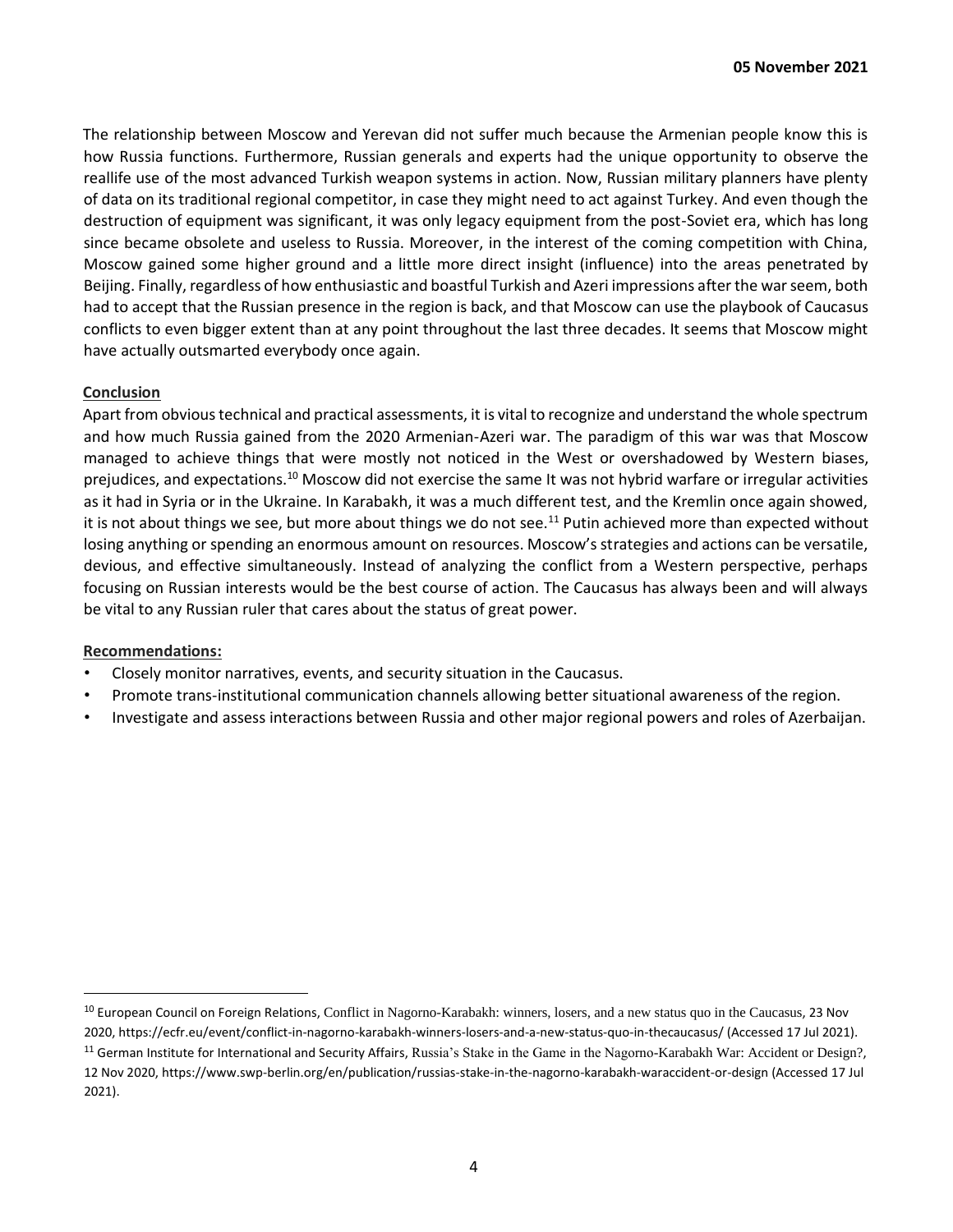The relationship between Moscow and Yerevan did not suffer much because the Armenian people know this is how Russia functions. Furthermore, Russian generals and experts had the unique opportunity to observe the reallife use of the most advanced Turkish weapon systems in action. Now, Russian military planners have plenty of data on its traditional regional competitor, in case they might need to act against Turkey. And even though the destruction of equipment was significant, it was only legacy equipment from the post-Soviet era, which has long since became obsolete and useless to Russia. Moreover, in the interest of the coming competition with China, Moscow gained some higher ground and a little more direct insight (influence) into the areas penetrated by Beijing. Finally, regardless of how enthusiastic and boastful Turkish and Azeri impressions after the war seem, both had to accept that the Russian presence in the region is back, and that Moscow can use the playbook of Caucasus conflicts to even bigger extent than at any point throughout the last three decades. It seems that Moscow might have actually outsmarted everybody once again.

**Conclusion**

Apart from obvious technical and practical assessments, it is vital to recognize and understand the whole spectrum and how much Russia gained from the 2020 Armenian-Azeri war. The paradigm of this war was that Moscow managed to achieve things that were mostly not noticed in the West or overshadowed by Western biases, prejudices, and expectations.[10] Moscow did not exercise the same It was not hybrid warfare or irregular activities as it had in Syria or in the Ukraine. In Karabakh, it was a much different test, and the Kremlin once again showed, it is not about things we see, but more about things we do not see.[11] Putin achieved more than expected without losing anything or spending an enormous amount on resources. Moscow's strategies and actions can be versatile, devious, and effective simultaneously. Instead of analyzing the conflict from a Western perspective, perhaps focusing on Russian interests would be the best course of action. The Caucasus has always been and will always be vital to any Russian ruler that cares about the status of great power.

**Recommendations:**

- Closely monitor narratives, events, and security situation in the Caucasus.
- Promote trans-institutional communication channels allowing better situational awareness of the region.
- Investigate and assess interactions between Russia and other major regional powers and roles of Azerbaijan.

---

[10] European Council on Foreign Relations, Conflict in Nagorno-Karabakh: winners, losers, and a new status quo in the Caucasus, 23 Nov 2020, https://ecfr.eu/event/conflict-in-nagorno-karabakh-winners-losers-and-a-new-status-quo-in-thecaucasus/ (Accessed 17 Jul 2021).

[11] German Institute for International and Security Affairs, Russia's Stake in the Game in the Nagorno-Karabakh War: Accident or Design?, 12 Nov 2020, https://www.swp-berlin.org/en/publication/russias-stake-in-the-nagorno-karabakh-waraccident-or-design (Accessed 17 Jul 2021).